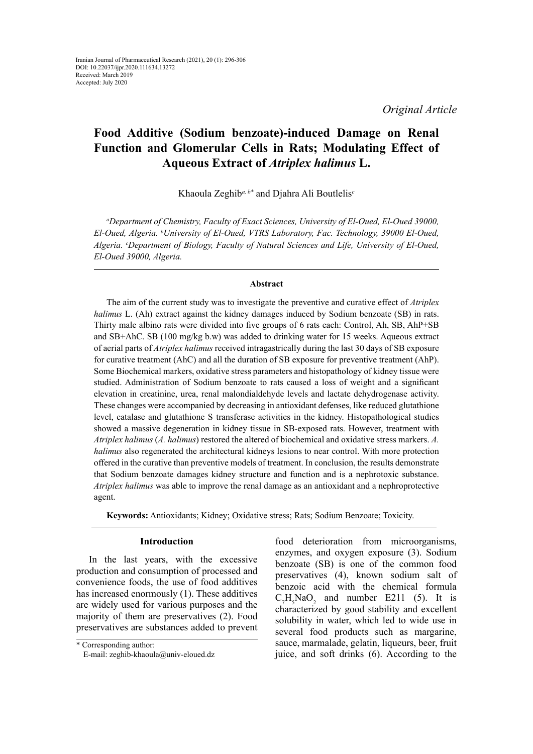Iranian Journal of Pharmaceutical Research (2021), 20 (1): 296-306
DOI: 10.22037/ijpr.2020.111634.13272
Received: March 2019
Accepted: July 2020

*Original Article*

# Food Additive (Sodium benzoate)-induced Damage on Renal Function and Glomerular Cells in Rats; Modulating Effect of Aqueous Extract of *Atriplex halimus* L.

Khaoula Zeghib[a, b*] and Djahra Ali Boutlelis[c]

[a]*Department of Chemistry, Faculty of Exact Sciences, University of El-Oued, El-Oued 39000, El-Oued, Algeria.* [b]*University of El-Oued, VTRS Laboratory, Fac. Technology, 39000 El-Oued, Algeria.* [c]*Department of Biology, Faculty of Natural Sciences and Life, University of El-Oued, El-Oued 39000, Algeria.*

## Abstract

The aim of the current study was to investigate the preventive and curative effect of *Atriplex halimus* L. (Ah) extract against the kidney damages induced by Sodium benzoate (SB) in rats. Thirty male albino rats were divided into five groups of 6 rats each: Control, Ah, SB, AhP+SB and SB+AhC. SB (100 mg/kg b.w) was added to drinking water for 15 weeks. Aqueous extract of aerial parts of *Atriplex halimus* received intragastrically during the last 30 days of SB exposure for curative treatment (AhC) and all the duration of SB exposure for preventive treatment (AhP). Some Biochemical markers, oxidative stress parameters and histopathology of kidney tissue were studied. Administration of Sodium benzoate to rats caused a loss of weight and a significant elevation in creatinine, urea, renal malondialdehyde levels and lactate dehydrogenase activity. These changes were accompanied by decreasing in antioxidant defenses, like reduced glutathione level, catalase and glutathione S transferase activities in the kidney. Histopathological studies showed a massive degeneration in kidney tissue in SB-exposed rats. However, treatment with *Atriplex halimus* (*A. halimus*) restored the altered of biochemical and oxidative stress markers. *A. halimus* also regenerated the architectural kidneys lesions to near control. With more protection offered in the curative than preventive models of treatment. In conclusion, the results demonstrate that Sodium benzoate damages kidney structure and function and is a nephrotoxic substance. *Atriplex halimus* was able to improve the renal damage as an antioxidant and a nephroprotective agent.

**Keywords:** Antioxidants; Kidney; Oxidative stress; Rats; Sodium Benzoate; Toxicity.

## Introduction

In the last years, with the excessive production and consumption of processed and convenience foods, the use of food additives has increased enormously (1). These additives are widely used for various purposes and the majority of them are preservatives (2). Food preservatives are substances added to prevent food deterioration from microorganisms, enzymes, and oxygen exposure (3). Sodium benzoate (SB) is one of the common food preservatives (4), known sodium salt of benzoic acid with the chemical formula $C_7H_5NaO_2$ and number E211 (5). It is characterized by good stability and excellent solubility in water, which led to wide use in several food products such as margarine, sauce, marmalade, gelatin, liqueurs, beer, fruit juice, and soft drinks (6). According to the

\* Corresponding author:
E-mail: zeghib-khaoula@univ-eloued.dz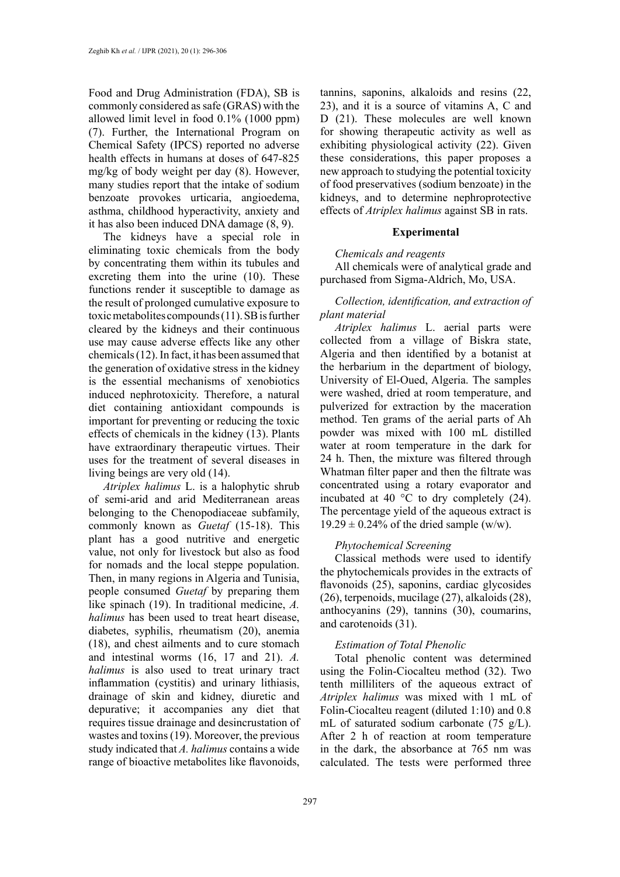Food and Drug Administration (FDA), SB is commonly considered as safe (GRAS) with the allowed limit level in food 0.1% (1000 ppm) (7). Further, the International Program on Chemical Safety (IPCS) reported no adverse health effects in humans at doses of 647-825 mg/kg of body weight per day (8). However, many studies report that the intake of sodium benzoate provokes urticaria, angioedema, asthma, childhood hyperactivity, anxiety and it has also been induced DNA damage (8, 9).

The kidneys have a special role in eliminating toxic chemicals from the body by concentrating them within its tubules and excreting them into the urine (10). These functions render it susceptible to damage as the result of prolonged cumulative exposure to toxic metabolites compounds (11). SB is further cleared by the kidneys and their continuous use may cause adverse effects like any other chemicals (12). In fact, it has been assumed that the generation of oxidative stress in the kidney is the essential mechanisms of xenobiotics induced nephrotoxicity. Therefore, a natural diet containing antioxidant compounds is important for preventing or reducing the toxic effects of chemicals in the kidney (13). Plants have extraordinary therapeutic virtues. Their uses for the treatment of several diseases in living beings are very old (14).

*Atriplex halimus* L. is a halophytic shrub of semi-arid and arid Mediterranean areas belonging to the Chenopodiaceae subfamily, commonly known as *Guetaf* (15-18). This plant has a good nutritive and energetic value, not only for livestock but also as food for nomads and the local steppe population. Then, in many regions in Algeria and Tunisia, people consumed *Guetaf* by preparing them like spinach (19). In traditional medicine, *A. halimus* has been used to treat heart disease, diabetes, syphilis, rheumatism (20), anemia (18), and chest ailments and to cure stomach and intestinal worms (16, 17 and 21). *A. halimus* is also used to treat urinary tract inflammation (cystitis) and urinary lithiasis, drainage of skin and kidney, diuretic and depurative; it accompanies any diet that requires tissue drainage and desincrustation of wastes and toxins (19). Moreover, the previous study indicated that *A. halimus* contains a wide range of bioactive metabolites like flavonoids, tannins, saponins, alkaloids and resins (22, 23), and it is a source of vitamins A, C and D (21). These molecules are well known for showing therapeutic activity as well as exhibiting physiological activity (22). Given these considerations, this paper proposes a new approach to studying the potential toxicity of food preservatives (sodium benzoate) in the kidneys, and to determine nephroprotective effects of *Atriplex halimus* against SB in rats.

## Experimental

### *Chemicals and reagents*

All chemicals were of analytical grade and purchased from Sigma-Aldrich, Mo, USA.

### *Collection, identification, and extraction of plant material*

*Atriplex halimus* L. aerial parts were collected from a village of Biskra state, Algeria and then identified by a botanist at the herbarium in the department of biology, University of El-Oued, Algeria. The samples were washed, dried at room temperature, and pulverized for extraction by the maceration method. Ten grams of the aerial parts of Ah powder was mixed with 100 mL distilled water at room temperature in the dark for 24 h. Then, the mixture was filtered through Whatman filter paper and then the filtrate was concentrated using a rotary evaporator and incubated at 40 °C to dry completely (24). The percentage yield of the aqueous extract is $19.29 \pm 0.24\%$ of the dried sample (w/w).

### *Phytochemical Screening*

Classical methods were used to identify the phytochemicals provides in the extracts of flavonoids (25), saponins, cardiac glycosides (26), terpenoids, mucilage (27), alkaloids (28), anthocyanins (29), tannins (30), coumarins, and carotenoids (31).

### *Estimation of Total Phenolic*

Total phenolic content was determined using the Folin-Ciocalteu method (32). Two tenth milliliters of the aqueous extract of *Atriplex halimus* was mixed with 1 mL of Folin-Ciocalteu reagent (diluted 1:10) and 0.8 mL of saturated sodium carbonate (75 g/L). After 2 h of reaction at room temperature in the dark, the absorbance at 765 nm was calculated. The tests were performed three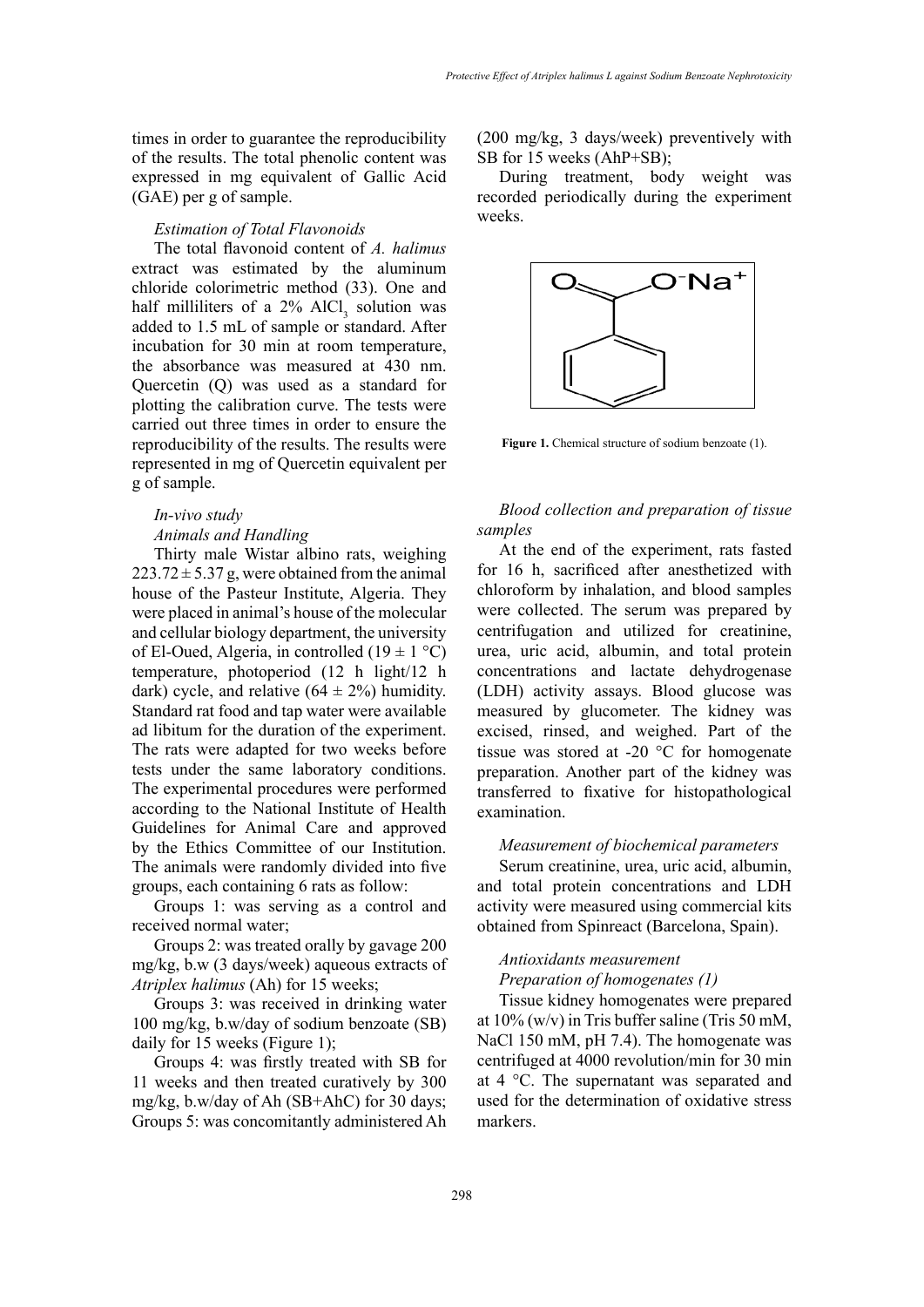times in order to guarantee the reproducibility of the results. The total phenolic content was expressed in mg equivalent of Gallic Acid (GAE) per g of sample.

*Estimation of Total Flavonoids*

The total flavonoid content of *A. halimus* extract was estimated by the aluminum chloride colorimetric method (33). One and half milliliters of a 2% $AlCl_3$ solution was added to 1.5 mL of sample or standard. After incubation for 30 min at room temperature, the absorbance was measured at 430 nm. Quercetin (Q) was used as a standard for plotting the calibration curve. The tests were carried out three times in order to ensure the reproducibility of the results. The results were represented in mg of Quercetin equivalent per g of sample.

*In-vivo study*

*Animals and Handling*

Thirty male Wistar albino rats, weighing 223.72 ± 5.37 g, were obtained from the animal house of the Pasteur Institute, Algeria. They were placed in animal's house of the molecular and cellular biology department, the university of El-Oued, Algeria, in controlled (19 ± 1 °C) temperature, photoperiod (12 h light/12 h dark) cycle, and relative (64 ± 2%) humidity. Standard rat food and tap water were available ad libitum for the duration of the experiment. The rats were adapted for two weeks before tests under the same laboratory conditions. The experimental procedures were performed according to the National Institute of Health Guidelines for Animal Care and approved by the Ethics Committee of our Institution. The animals were randomly divided into five groups, each containing 6 rats as follow:

Groups 1: was serving as a control and received normal water;

Groups 2: was treated orally by gavage 200 mg/kg, b.w (3 days/week) aqueous extracts of *Atriplex halimus* (Ah) for 15 weeks;

Groups 3: was received in drinking water 100 mg/kg, b.w/day of sodium benzoate (SB) daily for 15 weeks (Figure 1);

Groups 4: was firstly treated with SB for 11 weeks and then treated curatively by 300 mg/kg, b.w/day of Ah (SB+AhC) for 30 days; Groups 5: was concomitantly administered Ah (200 mg/kg, 3 days/week) preventively with SB for 15 weeks (AhP+SB);

During treatment, body weight was recorded periodically during the experiment weeks.

**Figure 1.** Chemical structure of sodium benzoate (1).

*Blood collection and preparation of tissue samples*

At the end of the experiment, rats fasted for 16 h, sacrificed after anesthetized with chloroform by inhalation, and blood samples were collected. The serum was prepared by centrifugation and utilized for creatinine, urea, uric acid, albumin, and total protein concentrations and lactate dehydrogenase (LDH) activity assays. Blood glucose was measured by glucometer. The kidney was excised, rinsed, and weighed. Part of the tissue was stored at -20 °C for homogenate preparation. Another part of the kidney was transferred to fixative for histopathological examination.

*Measurement of biochemical parameters*

Serum creatinine, urea, uric acid, albumin, and total protein concentrations and LDH activity were measured using commercial kits obtained from Spinreact (Barcelona, Spain).

*Antioxidants measurement*

*Preparation of homogenates (1)*

Tissue kidney homogenates were prepared at 10% (w/v) in Tris buffer saline (Tris 50 mM, NaCl 150 mM, pH 7.4). The homogenate was centrifuged at 4000 revolution/min for 30 min at 4 °C. The supernatant was separated and used for the determination of oxidative stress markers.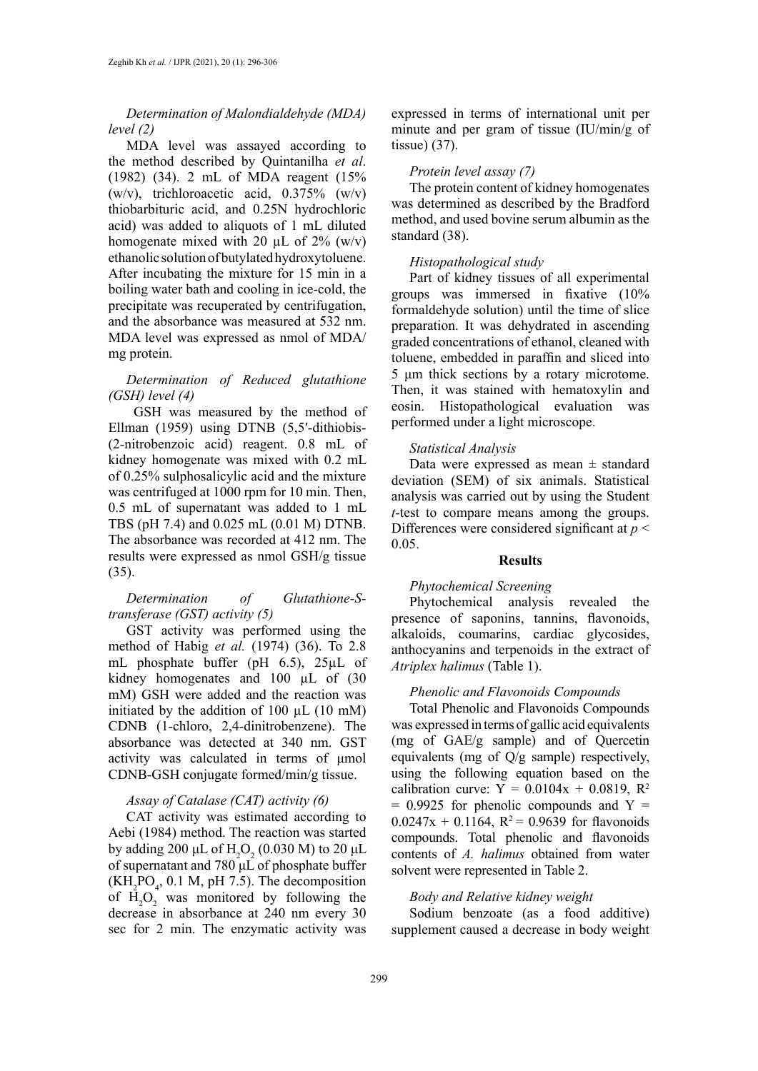*Determination of Malondialdehyde (MDA) level (2)*

MDA level was assayed according to the method described by Quintanilha *et al*. (1982) (34). 2 mL of MDA reagent (15% (w/v), trichloroacetic acid, 0.375% (w/v) thiobarbituric acid, and 0.25N hydrochloric acid) was added to aliquots of 1 mL diluted homogenate mixed with 20 µL of 2% (w/v) ethanolic solution of butylated hydroxytoluene. After incubating the mixture for 15 min in a boiling water bath and cooling in ice-cold, the precipitate was recuperated by centrifugation, and the absorbance was measured at 532 nm. MDA level was expressed as nmol of MDA/mg protein.

*Determination of Reduced glutathione (GSH) level (4)*

GSH was measured by the method of Ellman (1959) using DTNB (5,5′-dithiobis-(2-nitrobenzoic acid) reagent. 0.8 mL of kidney homogenate was mixed with 0.2 mL of 0.25% sulphosalicylic acid and the mixture was centrifuged at 1000 rpm for 10 min. Then, 0.5 mL of supernatant was added to 1 mL TBS (pH 7.4) and 0.025 mL (0.01 M) DTNB. The absorbance was recorded at 412 nm. The results were expressed as nmol GSH/g tissue (35).

*Determination of Glutathione-S-transferase (GST) activity (5)*

GST activity was performed using the method of Habig *et al.* (1974) (36). To 2.8 mL phosphate buffer (pH 6.5), 25µL of kidney homogenates and 100 µL of (30 mM) GSH were added and the reaction was initiated by the addition of 100 µL (10 mM) CDNB (1-chloro, 2,4-dinitrobenzene). The absorbance was detected at 340 nm. GST activity was calculated in terms of µmol CDNB-GSH conjugate formed/min/g tissue.

*Assay of Catalase (CAT) activity (6)*

CAT activity was estimated according to Aebi (1984) method. The reaction was started by adding 200 µL of $H_2O_2$ (0.030 M) to 20 µL of supernatant and 780 µL of phosphate buffer ($KH_2PO_4$, 0.1 M, pH 7.5). The decomposition of $H_2O_2$ was monitored by following the decrease in absorbance at 240 nm every 30 sec for 2 min. The enzymatic activity was expressed in terms of international unit per minute and per gram of tissue (IU/min/g of tissue) (37).

*Protein level assay (7)*

The protein content of kidney homogenates was determined as described by the Bradford method, and used bovine serum albumin as the standard (38).

*Histopathological study*

Part of kidney tissues of all experimental groups was immersed in fixative (10% formaldehyde solution) until the time of slice preparation. It was dehydrated in ascending graded concentrations of ethanol, cleaned with toluene, embedded in paraffin and sliced into 5 µm thick sections by a rotary microtome. Then, it was stained with hematoxylin and eosin. Histopathological evaluation was performed under a light microscope.

*Statistical Analysis*

Data were expressed as mean ± standard deviation (SEM) of six animals. Statistical analysis was carried out by using the Student *t*-test to compare means among the groups. Differences were considered significant at $p < 0.05$.

## Results

*Phytochemical Screening*

Phytochemical analysis revealed the presence of saponins, tannins, flavonoids, alkaloids, coumarins, cardiac glycosides, anthocyanins and terpenoids in the extract of *Atriplex halimus* (Table 1).

*Phenolic and Flavonoids Compounds*

Total Phenolic and Flavonoids Compounds was expressed in terms of gallic acid equivalents (mg of GAE/g sample) and of Quercetin equivalents (mg of Q/g sample) respectively, using the following equation based on the calibration curve: $Y = 0.0104x + 0.0819$, $R^2 = 0.9925$ for phenolic compounds and $Y = 0.0247x + 0.1164$, $R^2 = 0.9639$ for flavonoids compounds. Total phenolic and flavonoids contents of *A. halimus* obtained from water solvent were represented in Table 2.

*Body and Relative kidney weight*

Sodium benzoate (as a food additive) supplement caused a decrease in body weight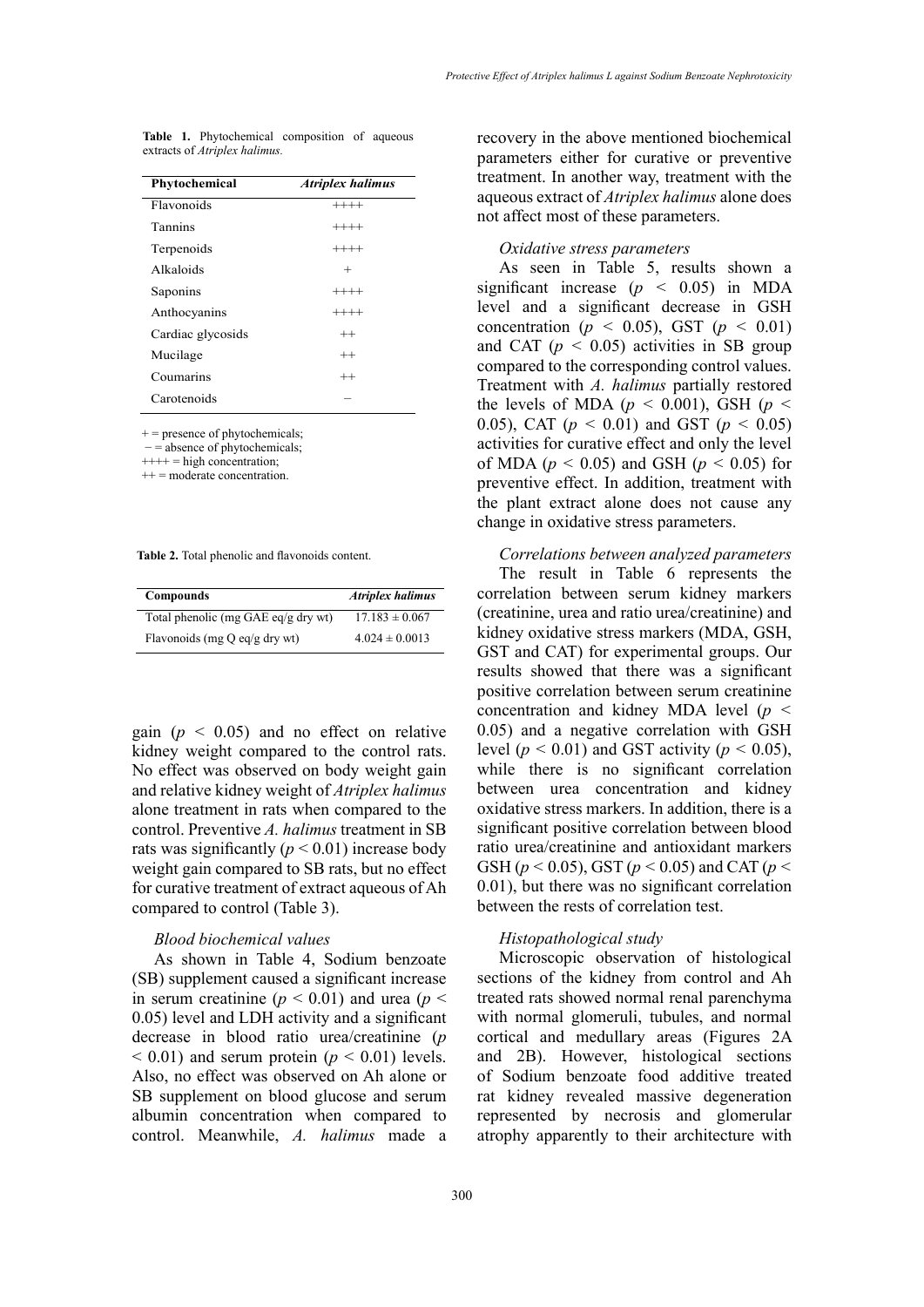**Table 1.** Phytochemical composition of aqueous extracts of *Atriplex halimus.*

| Phytochemical | *Atriplex halimus* |
|---|---|
| Flavonoids | ++++ |
| Tannins | ++++ |
| Terpenoids | ++++ |
| Alkaloids | + |
| Saponins | ++++ |
| Anthocyanins | ++++ |
| Cardiac glycosids | ++ |
| Mucilage | ++ |
| Coumarins | ++ |
| Carotenoids | − |

+ = presence of phytochemicals;
− = absence of phytochemicals;
++++ = high concentration;
++ = moderate concentration.

**Table 2.** Total phenolic and flavonoids content.

| Compounds | *Atriplex halimus* |
|---|---|
| Total phenolic (mg GAE eq/g dry wt) | 17.183 ± 0.067 |
| Flavonoids (mg Q eq/g dry wt) | 4.024 ± 0.0013 |

gain ($p < 0.05$) and no effect on relative kidney weight compared to the control rats. No effect was observed on body weight gain and relative kidney weight of *Atriplex halimus* alone treatment in rats when compared to the control. Preventive *A. halimus* treatment in SB rats was significantly ($p < 0.01$) increase body weight gain compared to SB rats, but no effect for curative treatment of extract aqueous of Ah compared to control (Table 3).

*Blood biochemical values*

As shown in Table 4, Sodium benzoate (SB) supplement caused a significant increase in serum creatinine ($p < 0.01$) and urea ($p < 0.05$) level and LDH activity and a significant decrease in blood ratio urea/creatinine ($p < 0.01$) and serum protein ($p < 0.01$) levels. Also, no effect was observed on Ah alone or SB supplement on blood glucose and serum albumin concentration when compared to control. Meanwhile, *A. halimus* made a recovery in the above mentioned biochemical parameters either for curative or preventive treatment. In another way, treatment with the aqueous extract of *Atriplex halimus* alone does not affect most of these parameters.

*Oxidative stress parameters*

As seen in Table 5, results shown a significant increase ($p < 0.05$) in MDA level and a significant decrease in GSH concentration ($p < 0.05$), GST ($p < 0.01$) and CAT ($p < 0.05$) activities in SB group compared to the corresponding control values. Treatment with *A. halimus* partially restored the levels of MDA ($p < 0.001$), GSH ($p < 0.05$), CAT ($p < 0.01$) and GST ($p < 0.05$) activities for curative effect and only the level of MDA ($p < 0.05$) and GSH ($p < 0.05$) for preventive effect. In addition, treatment with the plant extract alone does not cause any change in oxidative stress parameters.

*Correlations between analyzed parameters*

The result in Table 6 represents the correlation between serum kidney markers (creatinine, urea and ratio urea/creatinine) and kidney oxidative stress markers (MDA, GSH, GST and CAT) for experimental groups. Our results showed that there was a significant positive correlation between serum creatinine concentration and kidney MDA level ($p < 0.05$) and a negative correlation with GSH level ($p < 0.01$) and GST activity ($p < 0.05$), while there is no significant correlation between urea concentration and kidney oxidative stress markers. In addition, there is a significant positive correlation between blood ratio urea/creatinine and antioxidant markers GSH ($p < 0.05$), GST ($p < 0.05$) and CAT ($p < 0.01$), but there was no significant correlation between the rests of correlation test.

*Histopathological study*

Microscopic observation of histological sections of the kidney from control and Ah treated rats showed normal renal parenchyma with normal glomeruli, tubules, and normal cortical and medullary areas (Figures 2A and 2B). However, histological sections of Sodium benzoate food additive treated rat kidney revealed massive degeneration represented by necrosis and glomerular atrophy apparently to their architecture with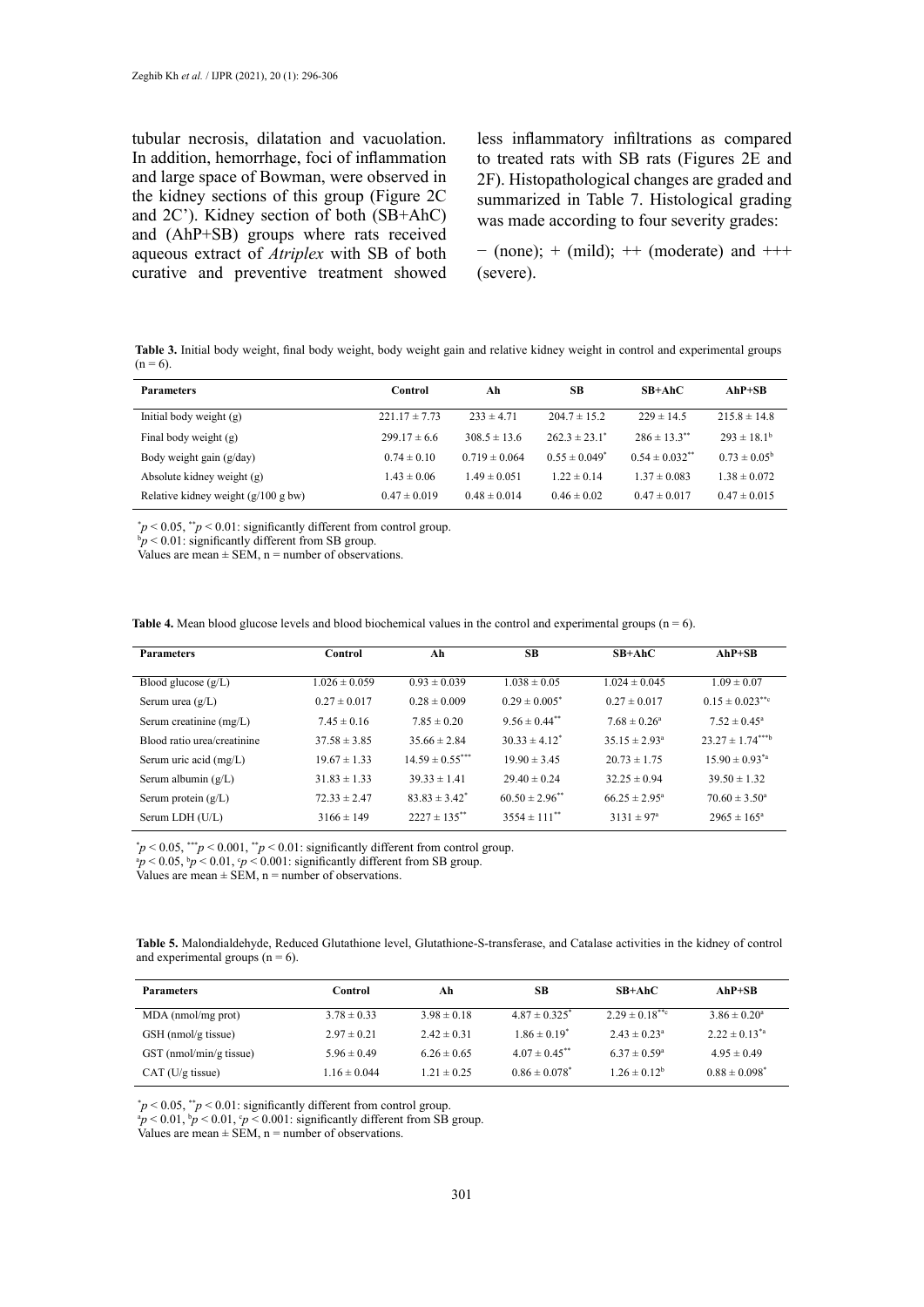tubular necrosis, dilatation and vacuolation. In addition, hemorrhage, foci of inflammation and large space of Bowman, were observed in the kidney sections of this group (Figure 2C and 2C'). Kidney section of both (SB+AhC) and (AhP+SB) groups where rats received aqueous extract of *Atriplex* with SB of both curative and preventive treatment showed less inflammatory infiltrations as compared to treated rats with SB rats (Figures 2E and 2F). Histopathological changes are graded and summarized in Table 7. Histological grading was made according to four severity grades:

− (none); + (mild); ++ (moderate) and +++ (severe).

**Table 3.** Initial body weight, final body weight, body weight gain and relative kidney weight in control and experimental groups (n = 6).

| Parameters | Control | Ah | SB | SB+AhC | AhP+SB |
|---|---|---|---|---|---|
| Initial body weight (g) | 221.17 ± 7.73 | 233 ± 4.71 | 204.7 ± 15.2 | 229 ± 14.5 | 215.8 ± 14.8 |
| Final body weight (g) | 299.17 ± 6.6 | 308.5 ± 13.6 | 262.3 ± 23.1* | 286 ± 13.3** | 293 ± 18.1[b] |
| Body weight gain (g/day) | 0.74 ± 0.10 | 0.719 ± 0.064 | 0.55 ± 0.049* | 0.54 ± 0.032** | 0.73 ± 0.05[b] |
| Absolute kidney weight (g) | 1.43 ± 0.06 | 1.49 ± 0.051 | 1.22 ± 0.14 | 1.37 ± 0.083 | 1.38 ± 0.072 |
| Relative kidney weight (g/100 g bw) | 0.47 ± 0.019 | 0.48 ± 0.014 | 0.46 ± 0.02 | 0.47 ± 0.017 | 0.47 ± 0.015 |

*$p < 0.05$, **$p < 0.01$: significantly different from control group.
[b]$p < 0.01$: significantly different from SB group.
Values are mean ± SEM, n = number of observations.

**Table 4.** Mean blood glucose levels and blood biochemical values in the control and experimental groups (n = 6).

| Parameters | Control | Ah | SB | SB+AhC | AhP+SB |
|---|---|---|---|---|---|
| Blood glucose (g/L) | 1.026 ± 0.059 | 0.93 ± 0.039 | 1.038 ± 0.05 | 1.024 ± 0.045 | 1.09 ± 0.07 |
| Serum urea (g/L) | 0.27 ± 0.017 | 0.28 ± 0.009 | 0.29 ± 0.005* | 0.27 ± 0.017 | 0.15 ± 0.023**c |
| Serum creatinine (mg/L) | 7.45 ± 0.16 | 7.85 ± 0.20 | 9.56 ± 0.44** | 7.68 ± 0.26[a] | 7.52 ± 0.45[a] |
| Blood ratio urea/creatinine | 37.58 ± 3.85 | 35.66 ± 2.84 | 30.33 ± 4.12* | 35.15 ± 2.93[a] | 23.27 ± 1.74***b |
| Serum uric acid (mg/L) | 19.67 ± 1.33 | 14.59 ± 0.55*** | 19.90 ± 3.45 | 20.73 ± 1.75 | 15.90 ± 0.93*a |
| Serum albumin (g/L) | 31.83 ± 1.33 | 39.33 ± 1.41 | 29.40 ± 0.24 | 32.25 ± 0.94 | 39.50 ± 1.32 |
| Serum protein (g/L) | 72.33 ± 2.47 | 83.83 ± 3.42* | 60.50 ± 2.96** | 66.25 ± 2.95[a] | 70.60 ± 3.50[a] |
| Serum LDH (U/L) | 3166 ± 149 | 2227 ± 135** | 3554 ± 111** | 3131 ± 97[a] | 2965 ± 165[a] |

*$p < 0.05$, ***$p < 0.001$, **$p < 0.01$: significantly different from control group.
[a]$p < 0.05$, [b]$p < 0.01$, [c]$p < 0.001$: significantly different from SB group.
Values are mean ± SEM, n = number of observations.

**Table 5.** Malondialdehyde, Reduced Glutathione level, Glutathione-S-transferase, and Catalase activities in the kidney of control and experimental groups (n = 6).

| Parameters | Control | Ah | SB | SB+AhC | AhP+SB |
|---|---|---|---|---|---|
| MDA (nmol/mg prot) | 3.78 ± 0.33 | 3.98 ± 0.18 | 4.87 ± 0.325* | 2.29 ± 0.18**c | 3.86 ± 0.20[a] |
| GSH (nmol/g tissue) | 2.97 ± 0.21 | 2.42 ± 0.31 | 1.86 ± 0.19* | 2.43 ± 0.23[a] | 2.22 ± 0.13*a |
| GST (nmol/min/g tissue) | 5.96 ± 0.49 | 6.26 ± 0.65 | 4.07 ± 0.45** | 6.37 ± 0.59[a] | 4.95 ± 0.49 |
| CAT (U/g tissue) | 1.16 ± 0.044 | 1.21 ± 0.25 | 0.86 ± 0.078* | 1.26 ± 0.12[b] | 0.88 ± 0.098* |

*$p < 0.05$, **$p < 0.01$: significantly different from control group.
[a]$p < 0.01$, [b]$p < 0.01$, [c]$p < 0.001$: significantly different from SB group.
Values are mean ± SEM, n = number of observations.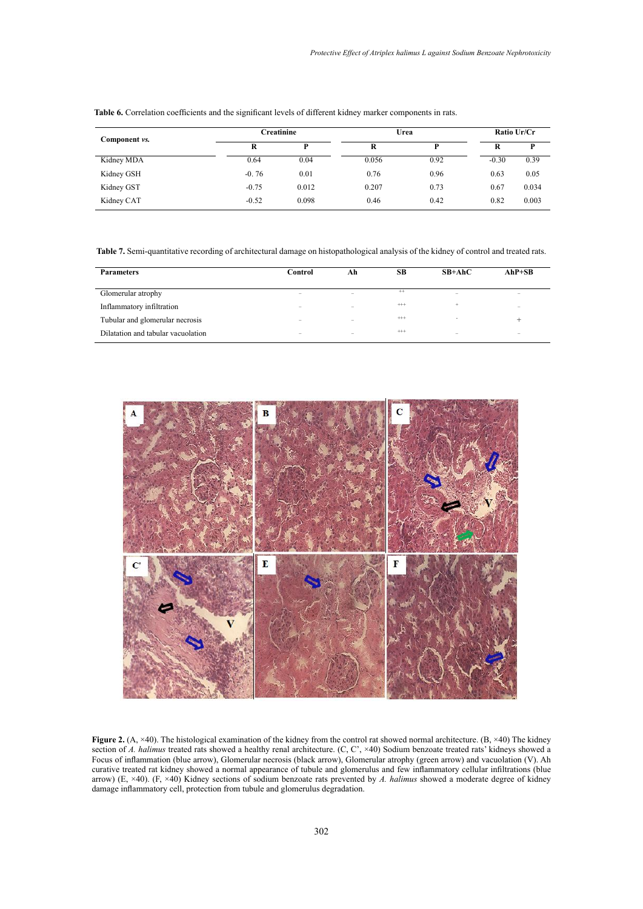**Table 6.** Correlation coefficients and the significant levels of different kidney marker components in rats.

| Component *vs.* | Creatinine | | Urea | | Ratio Ur/Cr | |
|---|---|---|---|---|---|---|
| | R | P | R | P | R | P |
| Kidney MDA | 0.64 | 0.04 | 0.056 | 0.92 | -0.30 | 0.39 |
| Kidney GSH | -0. 76 | 0.01 | 0.76 | 0.96 | 0.63 | 0.05 |
| Kidney GST | -0.75 | 0.012 | 0.207 | 0.73 | 0.67 | 0.034 |
| Kidney CAT | -0.52 | 0.098 | 0.46 | 0.42 | 0.82 | 0.003 |

**Table 7.** Semi-quantitative recording of architectural damage on histopathological analysis of the kidney of control and treated rats.

| Parameters | Control | Ah | SB | SB+AhC | AhP+SB |
|---|---|---|---|---|---|
| Glomerular atrophy | – | – | ++ | – | – |
| Inflammatory infiltration | – | – | +++ | + | – |
| Tubular and glomerular necrosis | – | – | +++ | - | + |
| Dilatation and tabular vacuolation | – | – | +++ | – | – |

**Figure 2.** (A, ×40). The histological examination of the kidney from the control rat showed normal architecture. (B, ×40) The kidney section of *A. halimus* treated rats showed a healthy renal architecture. (C, C', ×40) Sodium benzoate treated rats' kidneys showed a Focus of inflammation (blue arrow), Glomerular necrosis (black arrow), Glomerular atrophy (green arrow) and vacuolation (V). Ah curative treated rat kidney showed a normal appearance of tubule and glomerulus and few inflammatory cellular infiltrations (blue arrow) (E, ×40). (F, ×40) Kidney sections of sodium benzoate rats prevented by *A. halimus* showed a moderate degree of kidney damage inflammatory cell, protection from tubule and glomerulus degradation.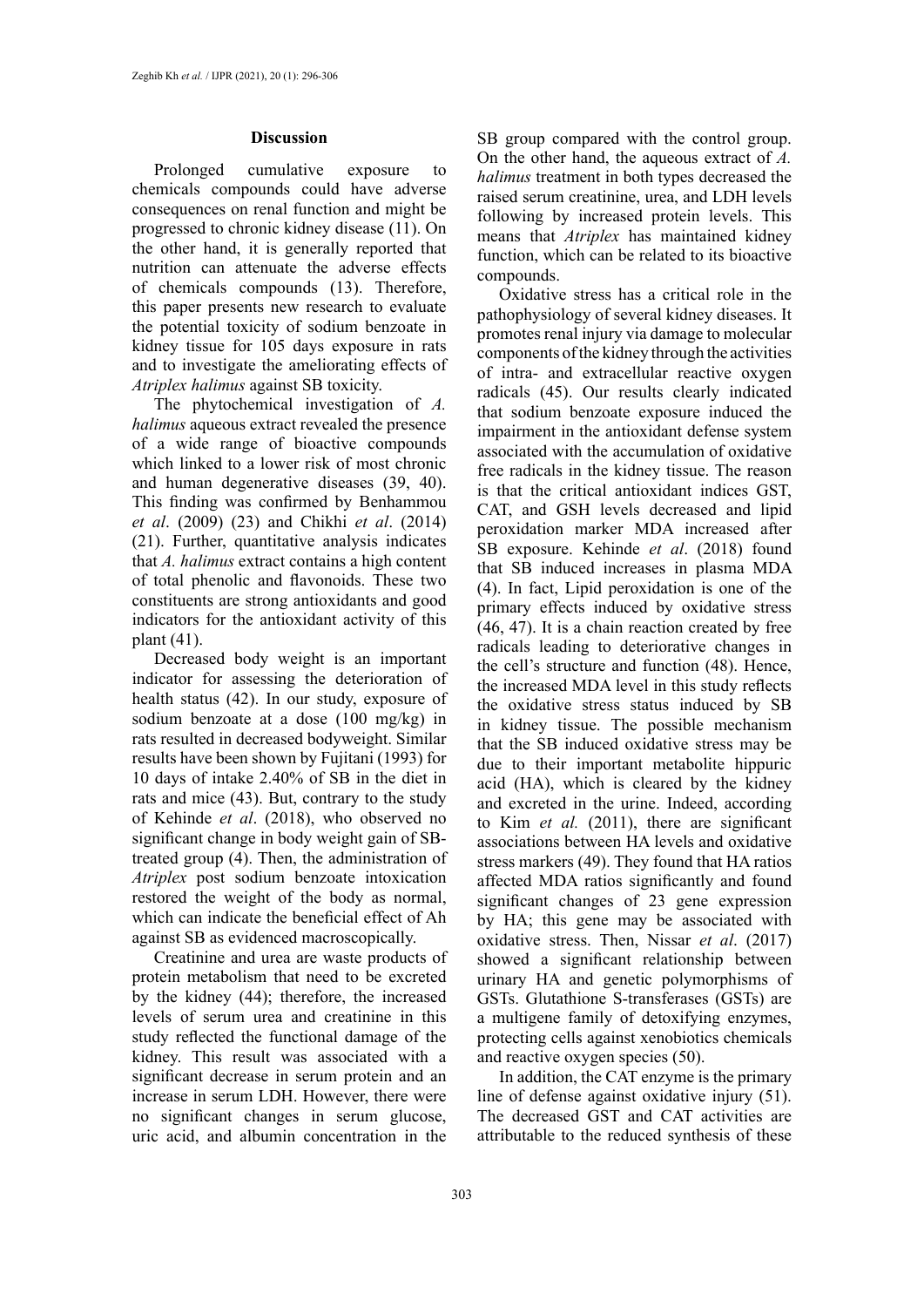## Discussion

Prolonged cumulative exposure to chemicals compounds could have adverse consequences on renal function and might be progressed to chronic kidney disease (11). On the other hand, it is generally reported that nutrition can attenuate the adverse effects of chemicals compounds (13). Therefore, this paper presents new research to evaluate the potential toxicity of sodium benzoate in kidney tissue for 105 days exposure in rats and to investigate the ameliorating effects of *Atriplex halimus* against SB toxicity.

The phytochemical investigation of *A. halimus* aqueous extract revealed the presence of a wide range of bioactive compounds which linked to a lower risk of most chronic and human degenerative diseases (39, 40). This finding was confirmed by Benhammou *et al*. (2009) (23) and Chikhi *et al*. (2014) (21). Further, quantitative analysis indicates that *A. halimus* extract contains a high content of total phenolic and flavonoids. These two constituents are strong antioxidants and good indicators for the antioxidant activity of this plant (41).

Decreased body weight is an important indicator for assessing the deterioration of health status (42). In our study, exposure of sodium benzoate at a dose (100 mg/kg) in rats resulted in decreased bodyweight. Similar results have been shown by Fujitani (1993) for 10 days of intake 2.40% of SB in the diet in rats and mice (43). But, contrary to the study of Kehinde *et al*. (2018), who observed no significant change in body weight gain of SB-treated group (4). Then, the administration of *Atriplex* post sodium benzoate intoxication restored the weight of the body as normal, which can indicate the beneficial effect of Ah against SB as evidenced macroscopically.

Creatinine and urea are waste products of protein metabolism that need to be excreted by the kidney (44); therefore, the increased levels of serum urea and creatinine in this study reflected the functional damage of the kidney. This result was associated with a significant decrease in serum protein and an increase in serum LDH. However, there were no significant changes in serum glucose, uric acid, and albumin concentration in the SB group compared with the control group. On the other hand, the aqueous extract of *A. halimus* treatment in both types decreased the raised serum creatinine, urea, and LDH levels following by increased protein levels. This means that *Atriplex* has maintained kidney function, which can be related to its bioactive compounds.

Oxidative stress has a critical role in the pathophysiology of several kidney diseases. It promotes renal injury via damage to molecular components of the kidney through the activities of intra- and extracellular reactive oxygen radicals (45). Our results clearly indicated that sodium benzoate exposure induced the impairment in the antioxidant defense system associated with the accumulation of oxidative free radicals in the kidney tissue. The reason is that the critical antioxidant indices GST, CAT, and GSH levels decreased and lipid peroxidation marker MDA increased after SB exposure. Kehinde *et al*. (2018) found that SB induced increases in plasma MDA (4). In fact, Lipid peroxidation is one of the primary effects induced by oxidative stress (46, 47). It is a chain reaction created by free radicals leading to deteriorative changes in the cell's structure and function (48). Hence, the increased MDA level in this study reflects the oxidative stress status induced by SB in kidney tissue. The possible mechanism that the SB induced oxidative stress may be due to their important metabolite hippuric acid (HA), which is cleared by the kidney and excreted in the urine. Indeed, according to Kim *et al.* (2011), there are significant associations between HA levels and oxidative stress markers (49). They found that HA ratios affected MDA ratios significantly and found significant changes of 23 gene expression by HA; this gene may be associated with oxidative stress. Then, Nissar *et al*. (2017) showed a significant relationship between urinary HA and genetic polymorphisms of GSTs. Glutathione S-transferases (GSTs) are a multigene family of detoxifying enzymes, protecting cells against xenobiotics chemicals and reactive oxygen species (50).

In addition, the CAT enzyme is the primary line of defense against oxidative injury (51). The decreased GST and CAT activities are attributable to the reduced synthesis of these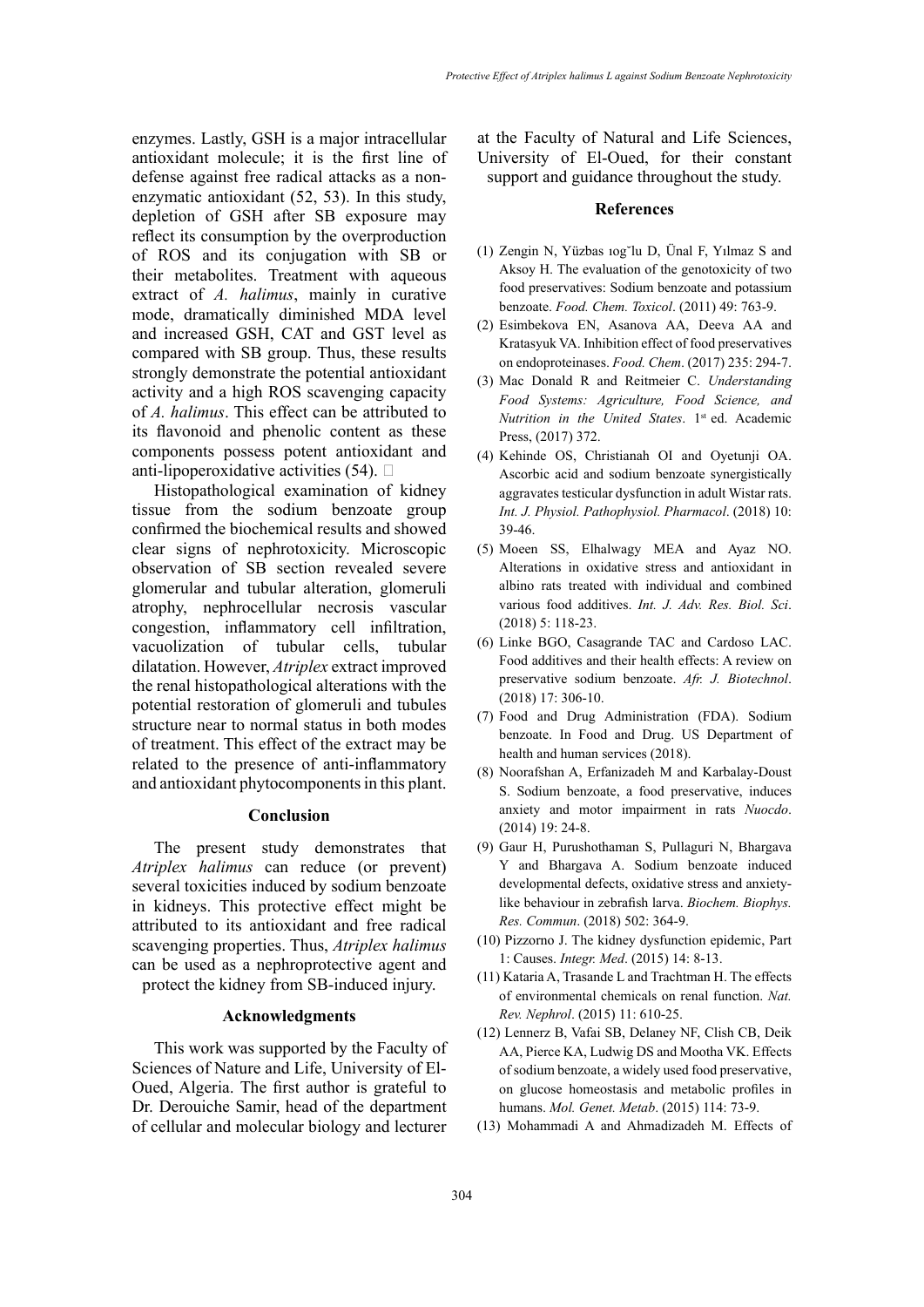enzymes. Lastly, GSH is a major intracellular antioxidant molecule; it is the first line of defense against free radical attacks as a non-enzymatic antioxidant (52, 53). In this study, depletion of GSH after SB exposure may reflect its consumption by the overproduction of ROS and its conjugation with SB or their metabolites. Treatment with aqueous extract of *A. halimus*, mainly in curative mode, dramatically diminished MDA level and increased GSH, CAT and GST level as compared with SB group. Thus, these results strongly demonstrate the potential antioxidant activity and a high ROS scavenging capacity of *A. halimus*. This effect can be attributed to its flavonoid and phenolic content as these components possess potent antioxidant and anti-lipoperoxidative activities (54).

Histopathological examination of kidney tissue from the sodium benzoate group confirmed the biochemical results and showed clear signs of nephrotoxicity. Microscopic observation of SB section revealed severe glomerular and tubular alteration, glomeruli atrophy, nephrocellular necrosis vascular congestion, inflammatory cell infiltration, vacuolization of tubular cells, tubular dilatation. However, *Atriplex* extract improved the renal histopathological alterations with the potential restoration of glomeruli and tubules structure near to normal status in both modes of treatment. This effect of the extract may be related to the presence of anti-inflammatory and antioxidant phytocomponents in this plant.

## Conclusion

The present study demonstrates that *Atriplex halimus* can reduce (or prevent) several toxicities induced by sodium benzoate in kidneys. This protective effect might be attributed to its antioxidant and free radical scavenging properties. Thus, *Atriplex halimus* can be used as a nephroprotective agent and protect the kidney from SB-induced injury.

## Acknowledgments

This work was supported by the Faculty of Sciences of Nature and Life, University of El-Oued, Algeria. The first author is grateful to Dr. Derouiche Samir, head of the department of cellular and molecular biology and lecturer at the Faculty of Natural and Life Sciences, University of El-Oued, for their constant support and guidance throughout the study.

## References

(1) Zengin N, Yüzbas ıog˘lu D, Ünal F, Yılmaz S and Aksoy H. The evaluation of the genotoxicity of two food preservatives: Sodium benzoate and potassium benzoate. *Food. Chem. Toxicol*. (2011) 49: 763-9.

(2) Esimbekova EN, Asanova AA, Deeva AA and Kratasyuk VA. Inhibition effect of food preservatives on endoproteinases. *Food. Chem*. (2017) 235: 294-7.

(3) Mac Donald R and Reitmeier C. *Understanding Food Systems: Agriculture, Food Science, and Nutrition in the United States*. 1st ed. Academic Press, (2017) 372.

(4) Kehinde OS, Christianah OI and Oyetunji OA. Ascorbic acid and sodium benzoate synergistically aggravates testicular dysfunction in adult Wistar rats. *Int. J. Physiol. Pathophysiol. Pharmacol*. (2018) 10: 39-46.

(5) Moeen SS, Elhalwagy MEA and Ayaz NO. Alterations in oxidative stress and antioxidant in albino rats treated with individual and combined various food additives. *Int. J. Adv. Res. Biol. Sci*. (2018) 5: 118-23.

(6) Linke BGO, Casagrande TAC and Cardoso LAC. Food additives and their health effects: A review on preservative sodium benzoate. *Afr. J. Biotechnol*. (2018) 17: 306-10.

(7) Food and Drug Administration (FDA). Sodium benzoate. In Food and Drug. US Department of health and human services (2018).

(8) Noorafshan A, Erfanizadeh M and Karbalay-Doust S. Sodium benzoate, a food preservative, induces anxiety and motor impairment in rats *Nuocdo*. (2014) 19: 24-8.

(9) Gaur H, Purushothaman S, Pullaguri N, Bhargava Y and Bhargava A. Sodium benzoate induced developmental defects, oxidative stress and anxiety-like behaviour in zebrafish larva. *Biochem. Biophys. Res. Commun*. (2018) 502: 364-9.

(10) Pizzorno J. The kidney dysfunction epidemic, Part 1: Causes. *Integr. Med*. (2015) 14: 8-13.

(11) Kataria A, Trasande L and Trachtman H. The effects of environmental chemicals on renal function. *Nat. Rev. Nephrol*. (2015) 11: 610-25.

(12) Lennerz B, Vafai SB, Delaney NF, Clish CB, Deik AA, Pierce KA, Ludwig DS and Mootha VK. Effects of sodium benzoate, a widely used food preservative, on glucose homeostasis and metabolic profiles in humans. *Mol. Genet. Metab*. (2015) 114: 73-9.

(13) Mohammadi A and Ahmadizadeh M. Effects of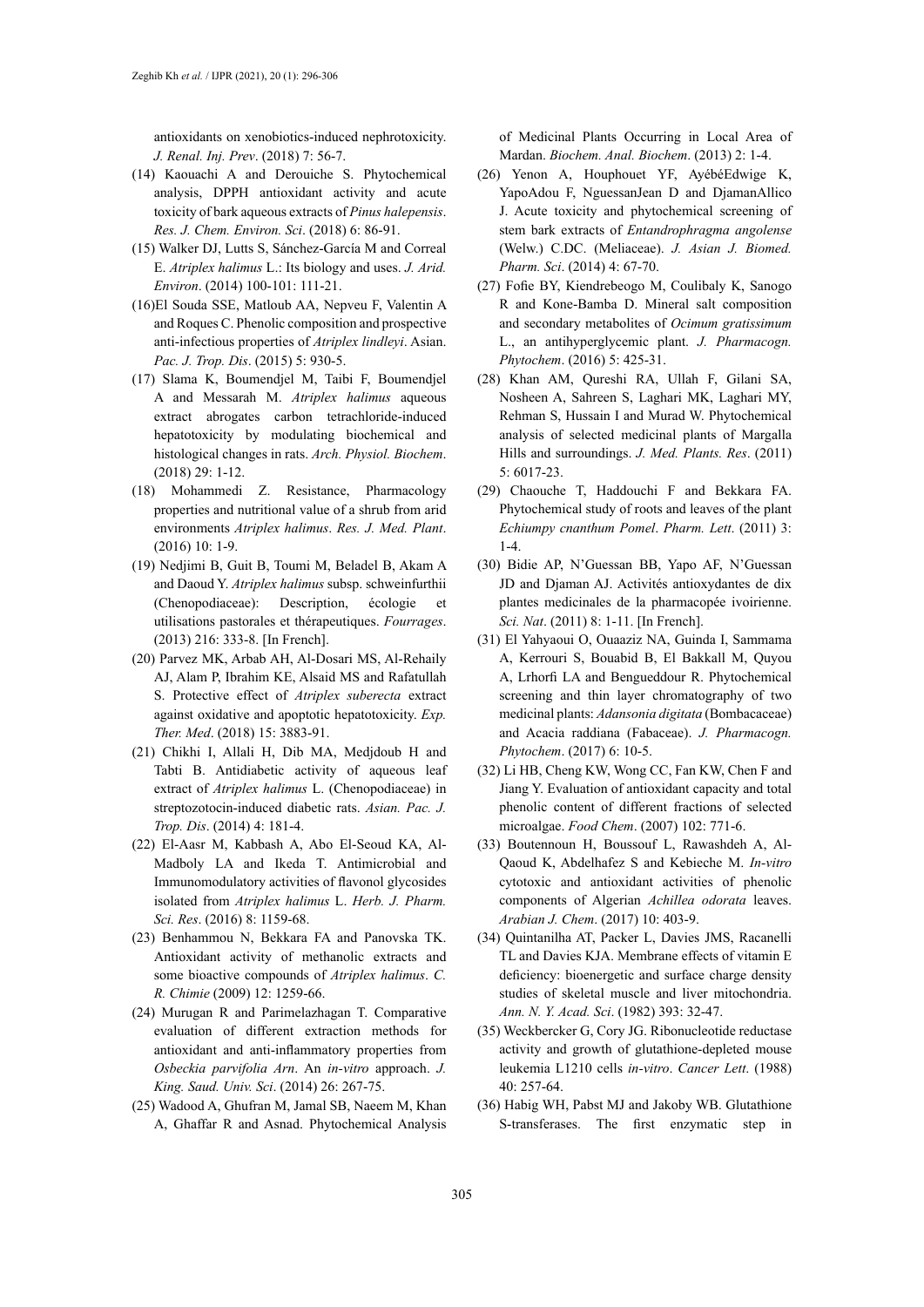antioxidants on xenobiotics-induced nephrotoxicity. *J. Renal. Inj. Prev*. (2018) 7: 56-7.

(14) Kaouachi A and Derouiche S. Phytochemical analysis, DPPH antioxidant activity and acute toxicity of bark aqueous extracts of *Pinus halepensis*. *Res. J. Chem. Environ. Sci*. (2018) 6: 86-91.

(15) Walker DJ, Lutts S, Sánchez-García M and Correal E. *Atriplex halimus* L.: Its biology and uses. *J. Arid. Environ*. (2014) 100-101: 111-21.

(16)El Souda SSE, Matloub AA, Nepveu F, Valentin A and Roques C. Phenolic composition and prospective anti-infectious properties of *Atriplex lindleyi*. Asian. *Pac. J. Trop. Dis*. (2015) 5: 930-5.

(17) Slama K, Boumendjel M, Taibi F, Boumendjel A and Messarah M. *Atriplex halimus* aqueous extract abrogates carbon tetrachloride-induced hepatotoxicity by modulating biochemical and histological changes in rats. *Arch. Physiol. Biochem*. (2018) 29: 1-12.

(18) Mohammedi Z. Resistance, Pharmacology properties and nutritional value of a shrub from arid environments *Atriplex halimus*. *Res. J. Med. Plant*. (2016) 10: 1-9.

(19) Nedjimi B, Guit B, Toumi M, Beladel B, Akam A and Daoud Y. *Atriplex halimus* subsp. schweinfurthii (Chenopodiaceae): Description, écologie et utilisations pastorales et thérapeutiques. *Fourrages*. (2013) 216: 333-8. [In French].

(20) Parvez MK, Arbab AH, Al-Dosari MS, Al-Rehaily AJ, Alam P, Ibrahim KE, Alsaid MS and Rafatullah S. Protective effect of *Atriplex suberecta* extract against oxidative and apoptotic hepatotoxicity. *Exp. Ther. Med*. (2018) 15: 3883-91.

(21) Chikhi I, Allali H, Dib MA, Medjdoub H and Tabti B. Antidiabetic activity of aqueous leaf extract of *Atriplex halimus* L. (Chenopodiaceae) in streptozotocin-induced diabetic rats. *Asian. Pac. J. Trop. Dis*. (2014) 4: 181-4.

(22) El-Aasr M, Kabbash A, Abo El-Seoud KA, Al-Madboly LA and Ikeda T. Antimicrobial and Immunomodulatory activities of flavonol glycosides isolated from *Atriplex halimus* L. *Herb. J. Pharm. Sci. Res*. (2016) 8: 1159-68.

(23) Benhammou N, Bekkara FA and Panovska TK. Antioxidant activity of methanolic extracts and some bioactive compounds of *Atriplex halimus*. *C. R. Chimie* (2009) 12: 1259-66.

(24) Murugan R and Parimelazhagan T. Comparative evaluation of different extraction methods for antioxidant and anti-inflammatory properties from *Osbeckia parvifolia Arn*. An *in-vitro* approach. *J. King. Saud. Univ. Sci*. (2014) 26: 267-75.

(25) Wadood A, Ghufran M, Jamal SB, Naeem M, Khan A, Ghaffar R and Asnad. Phytochemical Analysis of Medicinal Plants Occurring in Local Area of Mardan. *Biochem. Anal. Biochem*. (2013) 2: 1-4.

(26) Yenon A, Houphouet YF, AyébéEdwige K, YapoAdou F, NguessanJean D and DjamanAllico J. Acute toxicity and phytochemical screening of stem bark extracts of *Entandrophragma angolense* (Welw.) C.DC. (Meliaceae). *J. Asian J. Biomed. Pharm. Sci*. (2014) 4: 67-70.

(27) Fofie BY, Kiendrebeogo M, Coulibaly K, Sanogo R and Kone-Bamba D. Mineral salt composition and secondary metabolites of *Ocimum gratissimum* L., an antihyperglycemic plant. *J. Pharmacogn. Phytochem*. (2016) 5: 425-31.

(28) Khan AM, Qureshi RA, Ullah F, Gilani SA, Nosheen A, Sahreen S, Laghari MK, Laghari MY, Rehman S, Hussain I and Murad W. Phytochemical analysis of selected medicinal plants of Margalla Hills and surroundings. *J. Med. Plants. Res*. (2011) 5: 6017-23.

(29) Chaouche T, Haddouchi F and Bekkara FA. Phytochemical study of roots and leaves of the plant *Echiumpy cnanthum Pomel*. *Pharm. Lett*. (2011) 3: 1-4.

(30) Bidie AP, N'Guessan BB, Yapo AF, N'Guessan JD and Djaman AJ. Activités antioxydantes de dix plantes medicinales de la pharmacopée ivoirienne. *Sci. Nat*. (2011) 8: 1-11. [In French].

(31) El Yahyaoui O, Ouaaziz NA, Guinda I, Sammama A, Kerrouri S, Bouabid B, El Bakkall M, Quyou A, Lrhorfi LA and Bengueddour R. Phytochemical screening and thin layer chromatography of two medicinal plants: *Adansonia digitata* (Bombacaceae) and Acacia raddiana (Fabaceae). *J. Pharmacogn. Phytochem*. (2017) 6: 10-5.

(32) Li HB, Cheng KW, Wong CC, Fan KW, Chen F and Jiang Y. Evaluation of antioxidant capacity and total phenolic content of different fractions of selected microalgae. *Food Chem*. (2007) 102: 771-6.

(33) Boutennoun H, Boussouf L, Rawashdeh A, Al-Qaoud K, Abdelhafez S and Kebieche M. *In-vitro* cytotoxic and antioxidant activities of phenolic components of Algerian *Achillea odorata* leaves. *Arabian J. Chem*. (2017) 10: 403-9.

(34) Quintanilha AT, Packer L, Davies JMS, Racanelli TL and Davies KJA. Membrane effects of vitamin E deficiency: bioenergetic and surface charge density studies of skeletal muscle and liver mitochondria. *Ann. N. Y. Acad. Sci*. (1982) 393: 32-47.

(35) Weckbercker G, Cory JG. Ribonucleotide reductase activity and growth of glutathione-depleted mouse leukemia L1210 cells *in-vitro*. *Cancer Lett*. (1988) 40: 257-64.

(36) Habig WH, Pabst MJ and Jakoby WB. Glutathione S-transferases. The first enzymatic step in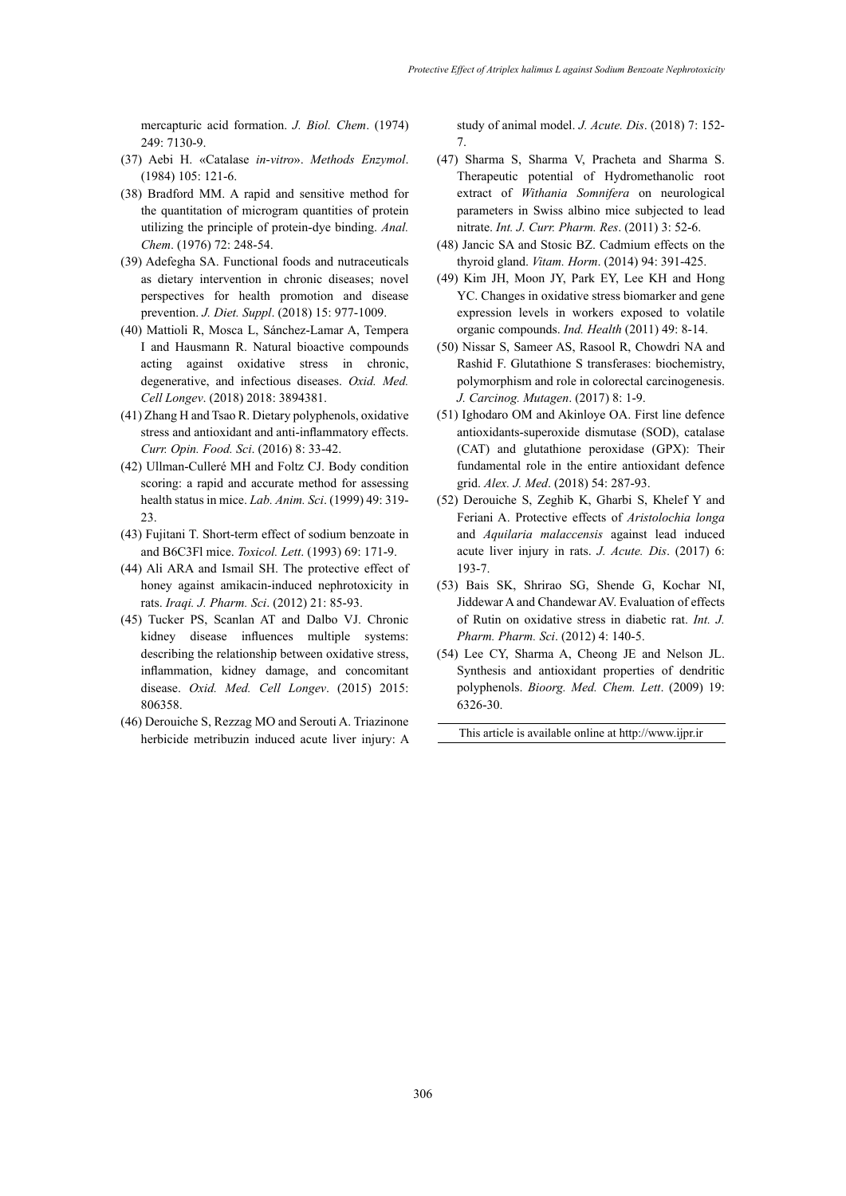mercapturic acid formation. *J. Biol. Chem*. (1974) 249: 7130-9.

(37) Aebi H. «Catalase *in-vitro*». *Methods Enzymol*. (1984) 105: 121-6.

(38) Bradford MM. A rapid and sensitive method for the quantitation of microgram quantities of protein utilizing the principle of protein-dye binding. *Anal. Chem*. (1976) 72: 248-54.

(39) Adefegha SA. Functional foods and nutraceuticals as dietary intervention in chronic diseases; novel perspectives for health promotion and disease prevention. *J. Diet. Suppl*. (2018) 15: 977-1009.

(40) Mattioli R, Mosca L, Sánchez-Lamar A, Tempera I and Hausmann R. Natural bioactive compounds acting against oxidative stress in chronic, degenerative, and infectious diseases. *Oxid. Med. Cell Longev*. (2018) 2018: 3894381.

(41) Zhang H and Tsao R. Dietary polyphenols, oxidative stress and antioxidant and anti-inflammatory effects. *Curr. Opin. Food. Sci*. (2016) 8: 33-42.

(42) Ullman-Culleré MH and Foltz CJ. Body condition scoring: a rapid and accurate method for assessing health status in mice. *Lab. Anim. Sci*. (1999) 49: 319-23.

(43) Fujitani T. Short-term effect of sodium benzoate in and B6C3Fl mice. *Toxicol. Lett*. (1993) 69: 171-9.

(44) Ali ARA and Ismail SH. The protective effect of honey against amikacin-induced nephrotoxicity in rats. *Iraqi. J. Pharm. Sci*. (2012) 21: 85-93.

(45) Tucker PS, Scanlan AT and Dalbo VJ. Chronic kidney disease influences multiple systems: describing the relationship between oxidative stress, inflammation, kidney damage, and concomitant disease. *Oxid. Med. Cell Longev*. (2015) 2015: 806358.

(46) Derouiche S, Rezzag MO and Serouti A. Triazinone herbicide metribuzin induced acute liver injury: A study of animal model. *J. Acute. Dis*. (2018) 7: 152-7.

(47) Sharma S, Sharma V, Pracheta and Sharma S. Therapeutic potential of Hydromethanolic root extract of *Withania Somnifera* on neurological parameters in Swiss albino mice subjected to lead nitrate. *Int. J. Curr. Pharm. Res*. (2011) 3: 52-6.

(48) Jancic SA and Stosic BZ. Cadmium effects on the thyroid gland. *Vitam. Horm*. (2014) 94: 391-425.

(49) Kim JH, Moon JY, Park EY, Lee KH and Hong YC. Changes in oxidative stress biomarker and gene expression levels in workers exposed to volatile organic compounds. *Ind. Health* (2011) 49: 8-14.

(50) Nissar S, Sameer AS, Rasool R, Chowdri NA and Rashid F. Glutathione S transferases: biochemistry, polymorphism and role in colorectal carcinogenesis. *J. Carcinog. Mutagen*. (2017) 8: 1-9.

(51) Ighodaro OM and Akinloye OA. First line defence antioxidants-superoxide dismutase (SOD), catalase (CAT) and glutathione peroxidase (GPX): Their fundamental role in the entire antioxidant defence grid. *Alex. J. Med*. (2018) 54: 287-93.

(52) Derouiche S, Zeghib K, Gharbi S, Khelef Y and Feriani A. Protective effects of *Aristolochia longa* and *Aquilaria malaccensis* against lead induced acute liver injury in rats. *J. Acute. Dis*. (2017) 6: 193-7.

(53) Bais SK, Shrirao SG, Shende G, Kochar NI, Jiddewar A and Chandewar AV. Evaluation of effects of Rutin on oxidative stress in diabetic rat. *Int. J. Pharm. Pharm. Sci*. (2012) 4: 140-5.

(54) Lee CY, Sharma A, Cheong JE and Nelson JL. Synthesis and antioxidant properties of dendritic polyphenols. *Bioorg. Med. Chem. Lett*. (2009) 19: 6326-30.

This article is available online at http://www.ijpr.ir